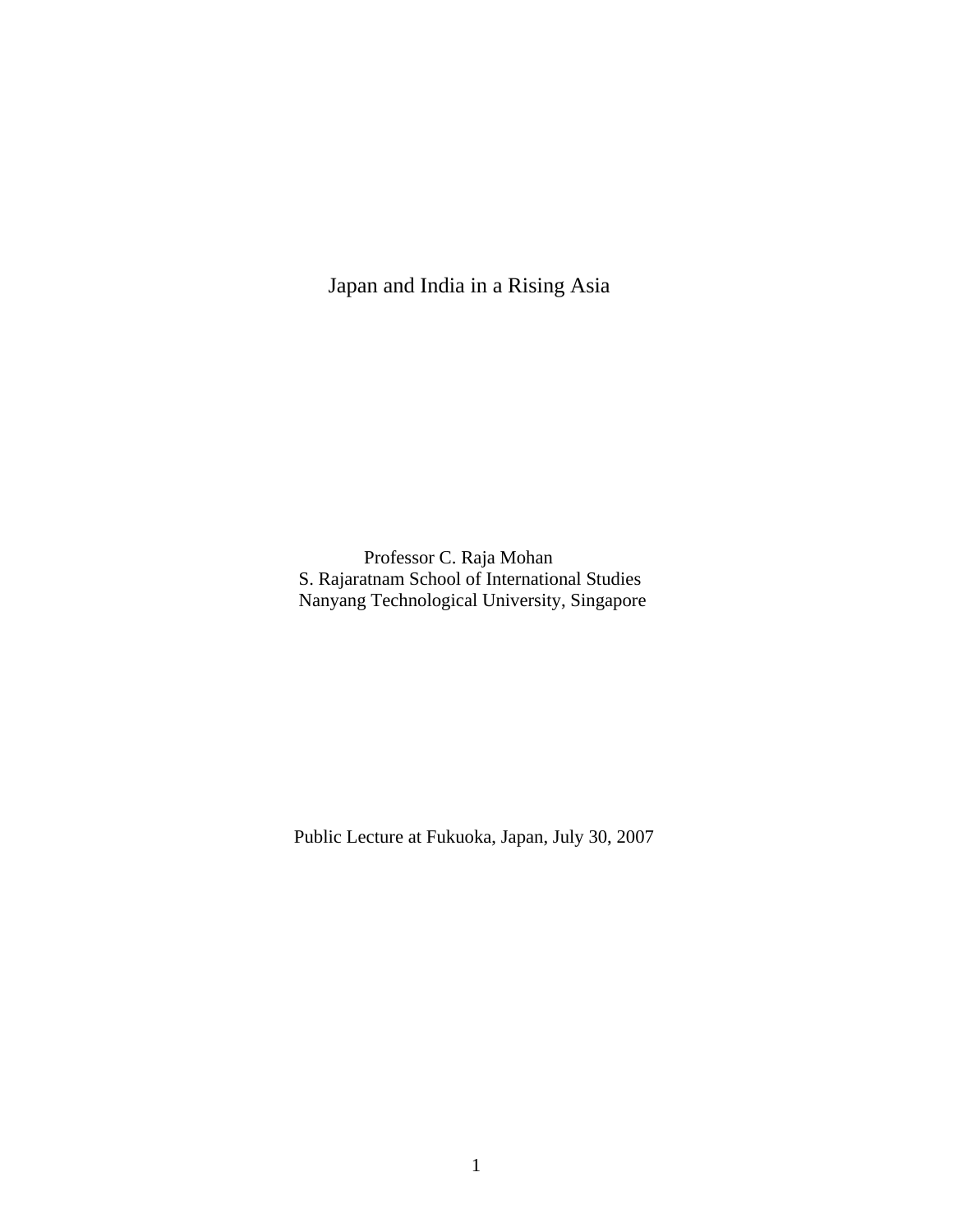# Japan and India in a Rising Asia

Professor C. Raja Mohan
S. Rajaratnam School of International Studies
Nanyang Technological University, Singapore

Public Lecture at Fukuoka, Japan, July 30, 2007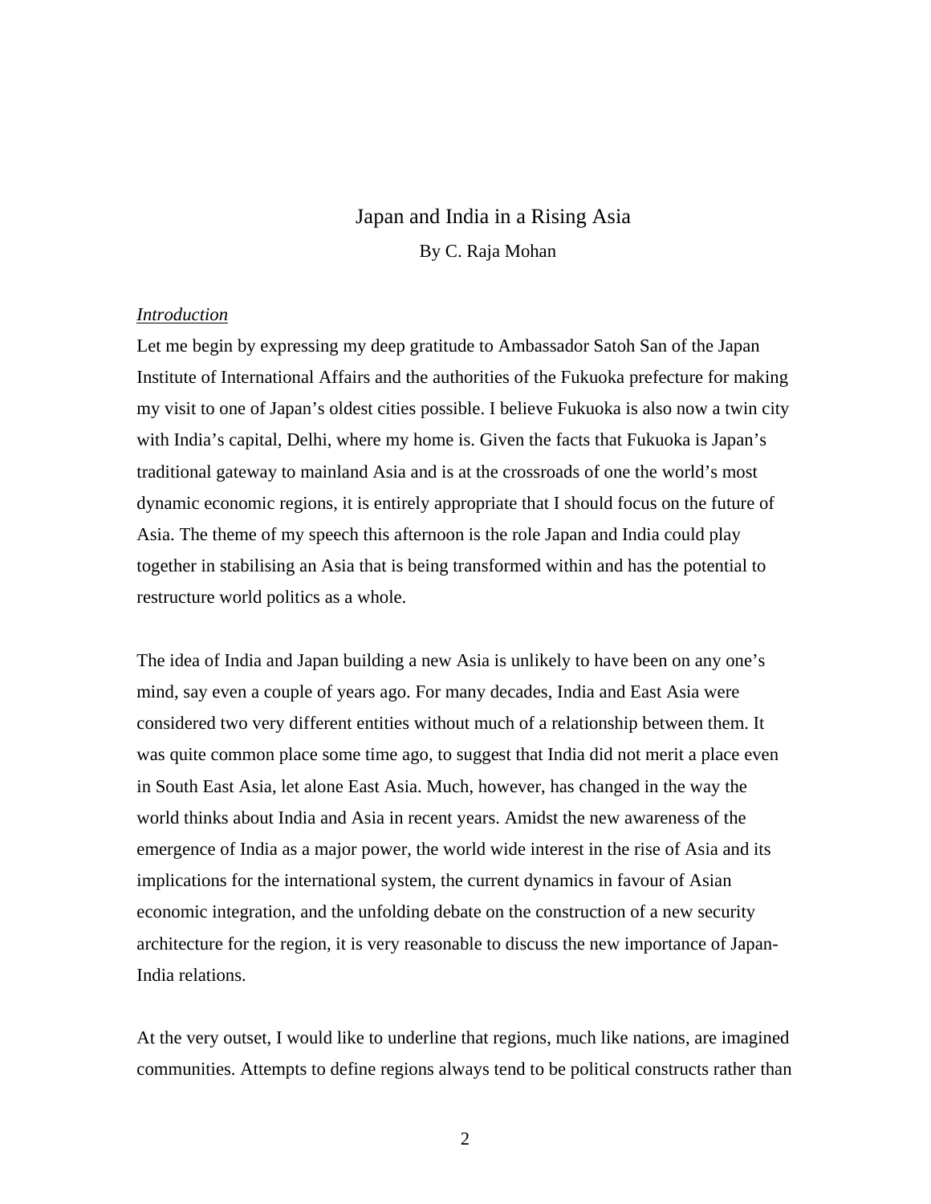# Japan and India in a Rising Asia

By C. Raja Mohan

## *Introduction*

Let me begin by expressing my deep gratitude to Ambassador Satoh San of the Japan Institute of International Affairs and the authorities of the Fukuoka prefecture for making my visit to one of Japan's oldest cities possible. I believe Fukuoka is also now a twin city with India's capital, Delhi, where my home is. Given the facts that Fukuoka is Japan's traditional gateway to mainland Asia and is at the crossroads of one the world's most dynamic economic regions, it is entirely appropriate that I should focus on the future of Asia. The theme of my speech this afternoon is the role Japan and India could play together in stabilising an Asia that is being transformed within and has the potential to restructure world politics as a whole.

The idea of India and Japan building a new Asia is unlikely to have been on any one's mind, say even a couple of years ago. For many decades, India and East Asia were considered two very different entities without much of a relationship between them. It was quite common place some time ago, to suggest that India did not merit a place even in South East Asia, let alone East Asia. Much, however, has changed in the way the world thinks about India and Asia in recent years. Amidst the new awareness of the emergence of India as a major power, the world wide interest in the rise of Asia and its implications for the international system, the current dynamics in favour of Asian economic integration, and the unfolding debate on the construction of a new security architecture for the region, it is very reasonable to discuss the new importance of Japan-India relations.

At the very outset, I would like to underline that regions, much like nations, are imagined communities. Attempts to define regions always tend to be political constructs rather than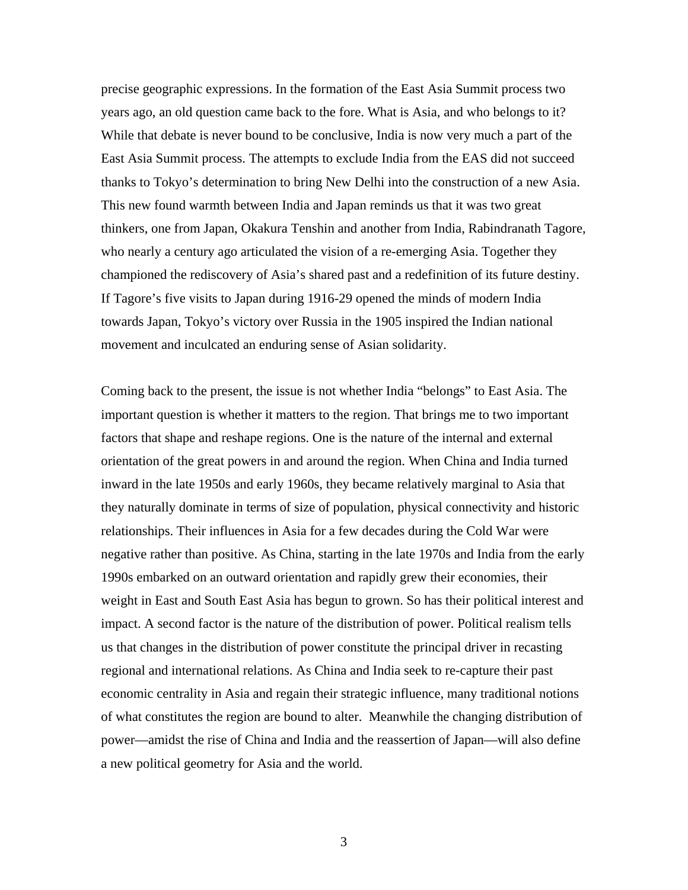precise geographic expressions. In the formation of the East Asia Summit process two years ago, an old question came back to the fore. What is Asia, and who belongs to it? While that debate is never bound to be conclusive, India is now very much a part of the East Asia Summit process. The attempts to exclude India from the EAS did not succeed thanks to Tokyo's determination to bring New Delhi into the construction of a new Asia. This new found warmth between India and Japan reminds us that it was two great thinkers, one from Japan, Okakura Tenshin and another from India, Rabindranath Tagore, who nearly a century ago articulated the vision of a re-emerging Asia. Together they championed the rediscovery of Asia's shared past and a redefinition of its future destiny. If Tagore's five visits to Japan during 1916-29 opened the minds of modern India towards Japan, Tokyo's victory over Russia in the 1905 inspired the Indian national movement and inculcated an enduring sense of Asian solidarity.

Coming back to the present, the issue is not whether India "belongs" to East Asia. The important question is whether it matters to the region. That brings me to two important factors that shape and reshape regions. One is the nature of the internal and external orientation of the great powers in and around the region. When China and India turned inward in the late 1950s and early 1960s, they became relatively marginal to Asia that they naturally dominate in terms of size of population, physical connectivity and historic relationships. Their influences in Asia for a few decades during the Cold War were negative rather than positive. As China, starting in the late 1970s and India from the early 1990s embarked on an outward orientation and rapidly grew their economies, their weight in East and South East Asia has begun to grown. So has their political interest and impact. A second factor is the nature of the distribution of power. Political realism tells us that changes in the distribution of power constitute the principal driver in recasting regional and international relations. As China and India seek to re-capture their past economic centrality in Asia and regain their strategic influence, many traditional notions of what constitutes the region are bound to alter. Meanwhile the changing distribution of power—amidst the rise of China and India and the reassertion of Japan—will also define a new political geometry for Asia and the world.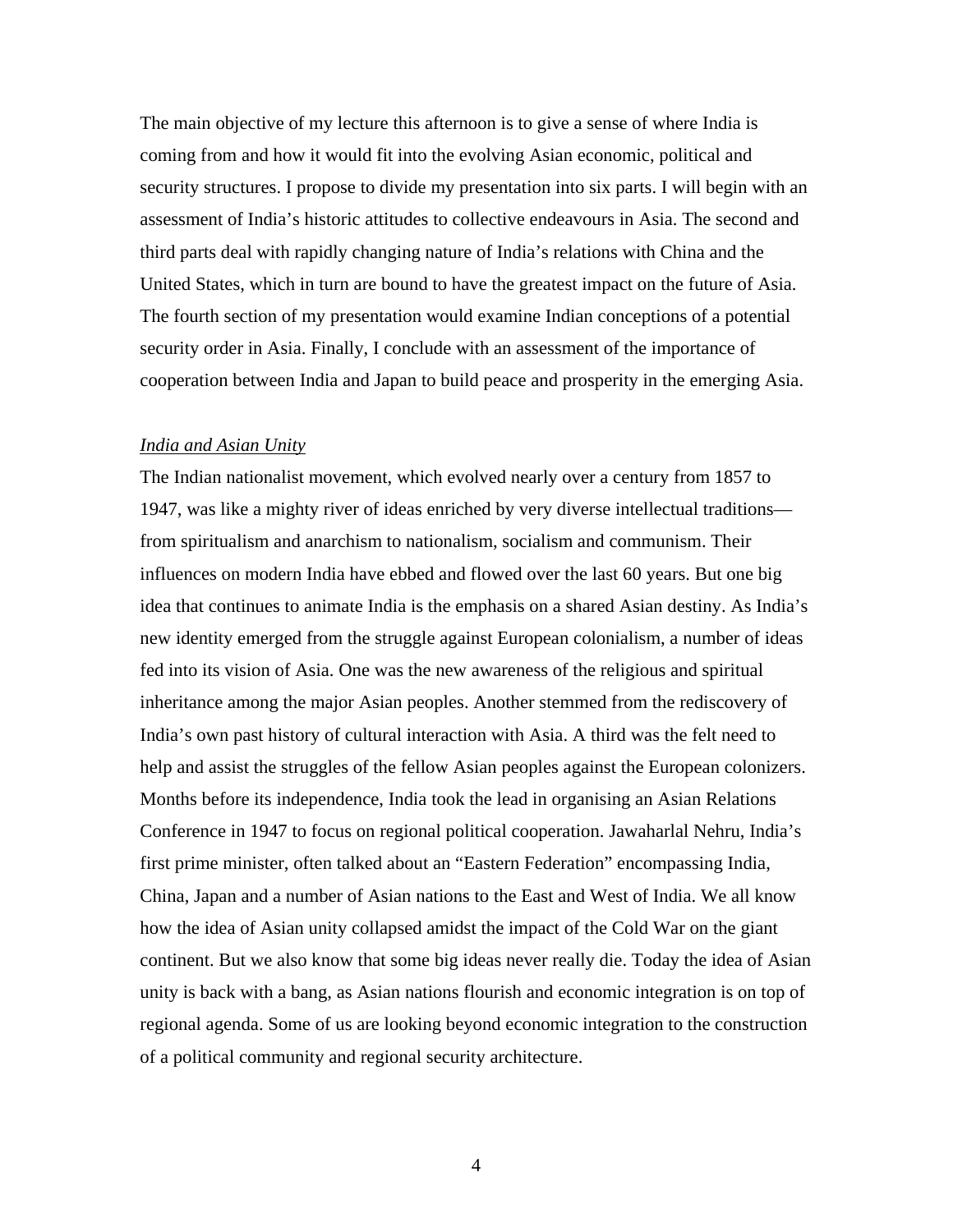The main objective of my lecture this afternoon is to give a sense of where India is coming from and how it would fit into the evolving Asian economic, political and security structures. I propose to divide my presentation into six parts. I will begin with an assessment of India's historic attitudes to collective endeavours in Asia. The second and third parts deal with rapidly changing nature of India's relations with China and the United States, which in turn are bound to have the greatest impact on the future of Asia. The fourth section of my presentation would examine Indian conceptions of a potential security order in Asia. Finally, I conclude with an assessment of the importance of cooperation between India and Japan to build peace and prosperity in the emerging Asia.

*India and Asian Unity*

The Indian nationalist movement, which evolved nearly over a century from 1857 to 1947, was like a mighty river of ideas enriched by very diverse intellectual traditions—from spiritualism and anarchism to nationalism, socialism and communism. Their influences on modern India have ebbed and flowed over the last 60 years. But one big idea that continues to animate India is the emphasis on a shared Asian destiny. As India's new identity emerged from the struggle against European colonialism, a number of ideas fed into its vision of Asia. One was the new awareness of the religious and spiritual inheritance among the major Asian peoples. Another stemmed from the rediscovery of India's own past history of cultural interaction with Asia. A third was the felt need to help and assist the struggles of the fellow Asian peoples against the European colonizers. Months before its independence, India took the lead in organising an Asian Relations Conference in 1947 to focus on regional political cooperation. Jawaharlal Nehru, India's first prime minister, often talked about an "Eastern Federation" encompassing India, China, Japan and a number of Asian nations to the East and West of India. We all know how the idea of Asian unity collapsed amidst the impact of the Cold War on the giant continent. But we also know that some big ideas never really die. Today the idea of Asian unity is back with a bang, as Asian nations flourish and economic integration is on top of regional agenda. Some of us are looking beyond economic integration to the construction of a political community and regional security architecture.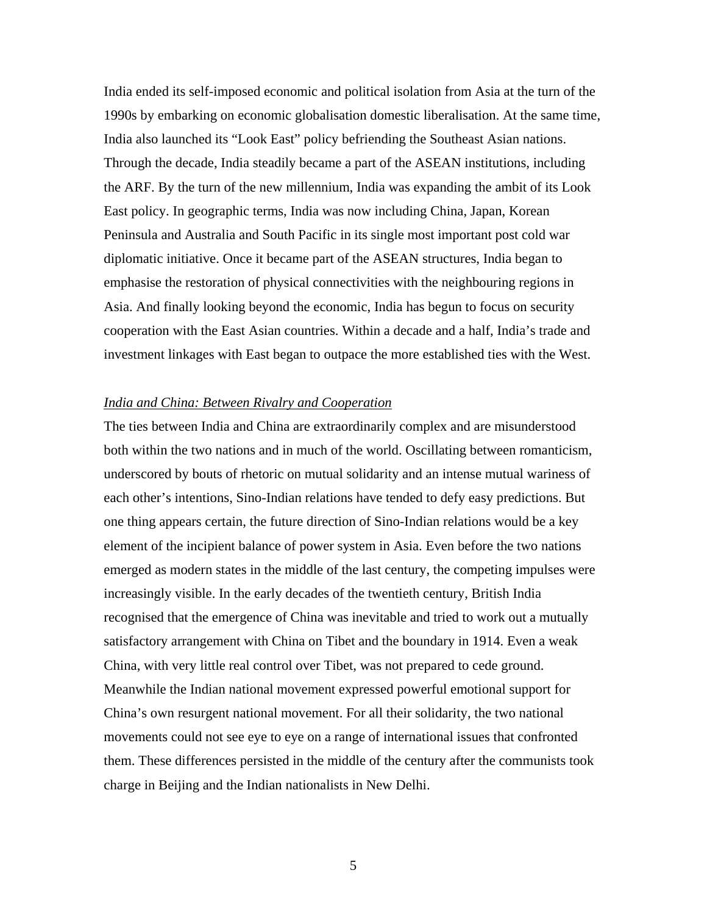India ended its self-imposed economic and political isolation from Asia at the turn of the 1990s by embarking on economic globalisation domestic liberalisation. At the same time, India also launched its "Look East" policy befriending the Southeast Asian nations. Through the decade, India steadily became a part of the ASEAN institutions, including the ARF. By the turn of the new millennium, India was expanding the ambit of its Look East policy. In geographic terms, India was now including China, Japan, Korean Peninsula and Australia and South Pacific in its single most important post cold war diplomatic initiative. Once it became part of the ASEAN structures, India began to emphasise the restoration of physical connectivities with the neighbouring regions in Asia. And finally looking beyond the economic, India has begun to focus on security cooperation with the East Asian countries. Within a decade and a half, India's trade and investment linkages with East began to outpace the more established ties with the West.

*India and China: Between Rivalry and Cooperation*

The ties between India and China are extraordinarily complex and are misunderstood both within the two nations and in much of the world. Oscillating between romanticism, underscored by bouts of rhetoric on mutual solidarity and an intense mutual wariness of each other's intentions, Sino-Indian relations have tended to defy easy predictions. But one thing appears certain, the future direction of Sino-Indian relations would be a key element of the incipient balance of power system in Asia. Even before the two nations emerged as modern states in the middle of the last century, the competing impulses were increasingly visible. In the early decades of the twentieth century, British India recognised that the emergence of China was inevitable and tried to work out a mutually satisfactory arrangement with China on Tibet and the boundary in 1914. Even a weak China, with very little real control over Tibet, was not prepared to cede ground. Meanwhile the Indian national movement expressed powerful emotional support for China's own resurgent national movement. For all their solidarity, the two national movements could not see eye to eye on a range of international issues that confronted them. These differences persisted in the middle of the century after the communists took charge in Beijing and the Indian nationalists in New Delhi.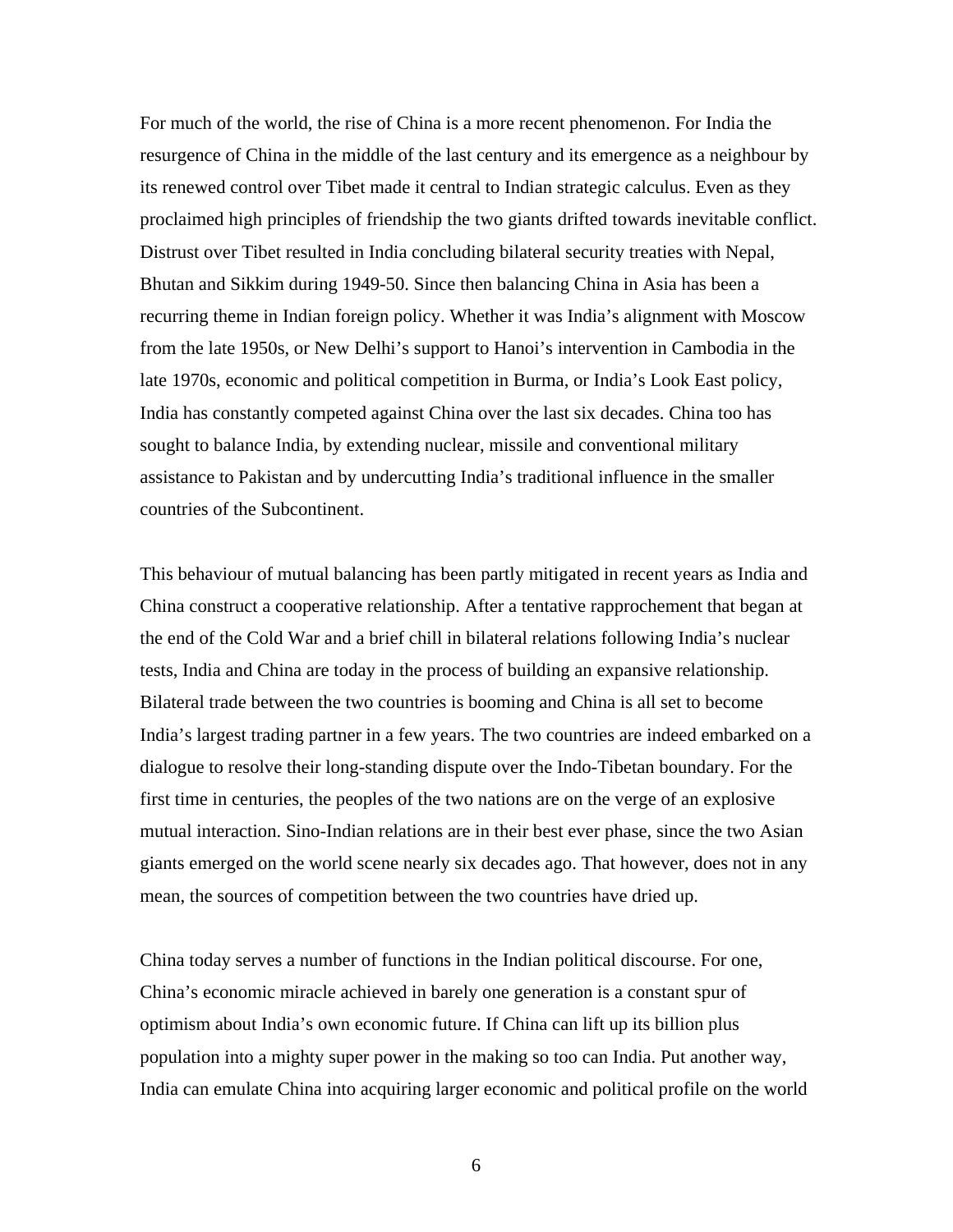For much of the world, the rise of China is a more recent phenomenon. For India the resurgence of China in the middle of the last century and its emergence as a neighbour by its renewed control over Tibet made it central to Indian strategic calculus. Even as they proclaimed high principles of friendship the two giants drifted towards inevitable conflict. Distrust over Tibet resulted in India concluding bilateral security treaties with Nepal, Bhutan and Sikkim during 1949-50. Since then balancing China in Asia has been a recurring theme in Indian foreign policy. Whether it was India's alignment with Moscow from the late 1950s, or New Delhi's support to Hanoi's intervention in Cambodia in the late 1970s, economic and political competition in Burma, or India's Look East policy, India has constantly competed against China over the last six decades. China too has sought to balance India, by extending nuclear, missile and conventional military assistance to Pakistan and by undercutting India's traditional influence in the smaller countries of the Subcontinent.

This behaviour of mutual balancing has been partly mitigated in recent years as India and China construct a cooperative relationship. After a tentative rapprochement that began at the end of the Cold War and a brief chill in bilateral relations following India's nuclear tests, India and China are today in the process of building an expansive relationship. Bilateral trade between the two countries is booming and China is all set to become India's largest trading partner in a few years. The two countries are indeed embarked on a dialogue to resolve their long-standing dispute over the Indo-Tibetan boundary. For the first time in centuries, the peoples of the two nations are on the verge of an explosive mutual interaction. Sino-Indian relations are in their best ever phase, since the two Asian giants emerged on the world scene nearly six decades ago. That however, does not in any mean, the sources of competition between the two countries have dried up.

China today serves a number of functions in the Indian political discourse. For one, China's economic miracle achieved in barely one generation is a constant spur of optimism about India's own economic future. If China can lift up its billion plus population into a mighty super power in the making so too can India. Put another way, India can emulate China into acquiring larger economic and political profile on the world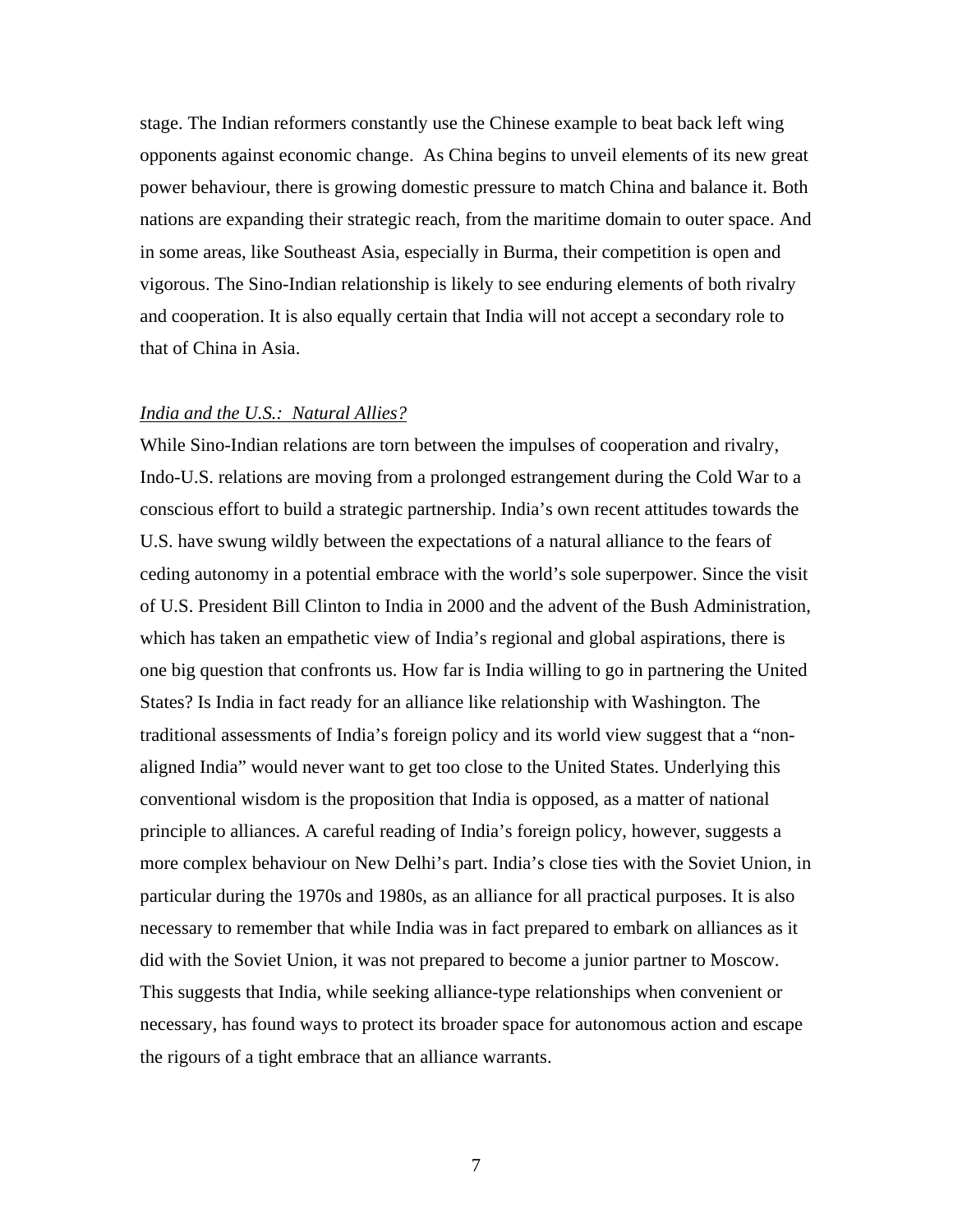stage. The Indian reformers constantly use the Chinese example to beat back left wing opponents against economic change. As China begins to unveil elements of its new great power behaviour, there is growing domestic pressure to match China and balance it. Both nations are expanding their strategic reach, from the maritime domain to outer space. And in some areas, like Southeast Asia, especially in Burma, their competition is open and vigorous. The Sino-Indian relationship is likely to see enduring elements of both rivalry and cooperation. It is also equally certain that India will not accept a secondary role to that of China in Asia.

*India and the U.S.: Natural Allies?*

While Sino-Indian relations are torn between the impulses of cooperation and rivalry, Indo-U.S. relations are moving from a prolonged estrangement during the Cold War to a conscious effort to build a strategic partnership. India's own recent attitudes towards the U.S. have swung wildly between the expectations of a natural alliance to the fears of ceding autonomy in a potential embrace with the world's sole superpower. Since the visit of U.S. President Bill Clinton to India in 2000 and the advent of the Bush Administration, which has taken an empathetic view of India's regional and global aspirations, there is one big question that confronts us. How far is India willing to go in partnering the United States? Is India in fact ready for an alliance like relationship with Washington. The traditional assessments of India's foreign policy and its world view suggest that a "non-aligned India" would never want to get too close to the United States. Underlying this conventional wisdom is the proposition that India is opposed, as a matter of national principle to alliances. A careful reading of India's foreign policy, however, suggests a more complex behaviour on New Delhi's part. India's close ties with the Soviet Union, in particular during the 1970s and 1980s, as an alliance for all practical purposes. It is also necessary to remember that while India was in fact prepared to embark on alliances as it did with the Soviet Union, it was not prepared to become a junior partner to Moscow. This suggests that India, while seeking alliance-type relationships when convenient or necessary, has found ways to protect its broader space for autonomous action and escape the rigours of a tight embrace that an alliance warrants.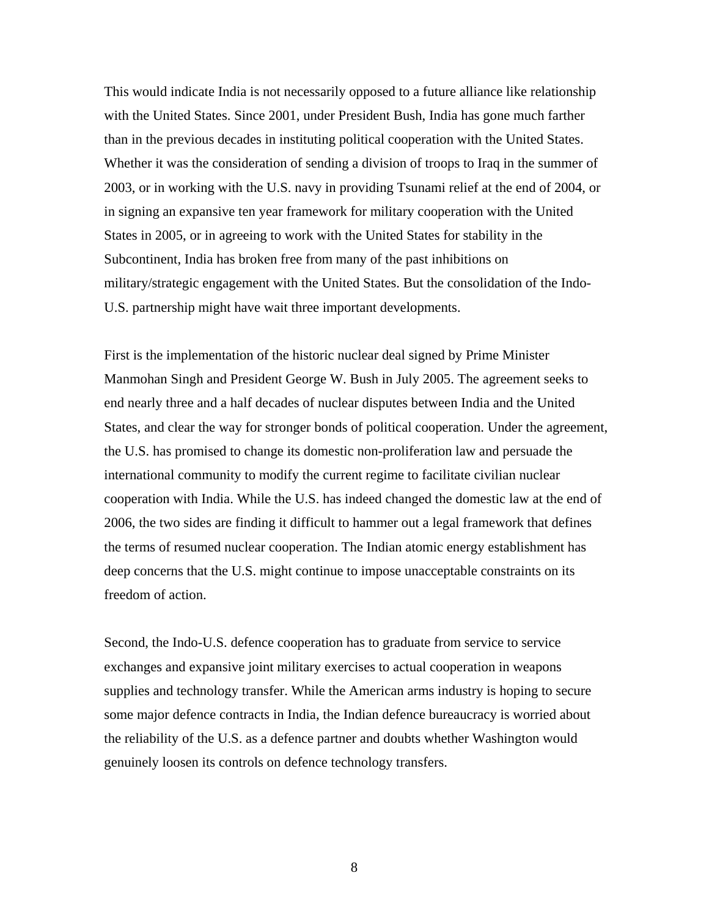This would indicate India is not necessarily opposed to a future alliance like relationship with the United States. Since 2001, under President Bush, India has gone much farther than in the previous decades in instituting political cooperation with the United States. Whether it was the consideration of sending a division of troops to Iraq in the summer of 2003, or in working with the U.S. navy in providing Tsunami relief at the end of 2004, or in signing an expansive ten year framework for military cooperation with the United States in 2005, or in agreeing to work with the United States for stability in the Subcontinent, India has broken free from many of the past inhibitions on military/strategic engagement with the United States. But the consolidation of the Indo-U.S. partnership might have wait three important developments.

First is the implementation of the historic nuclear deal signed by Prime Minister Manmohan Singh and President George W. Bush in July 2005. The agreement seeks to end nearly three and a half decades of nuclear disputes between India and the United States, and clear the way for stronger bonds of political cooperation. Under the agreement, the U.S. has promised to change its domestic non-proliferation law and persuade the international community to modify the current regime to facilitate civilian nuclear cooperation with India. While the U.S. has indeed changed the domestic law at the end of 2006, the two sides are finding it difficult to hammer out a legal framework that defines the terms of resumed nuclear cooperation. The Indian atomic energy establishment has deep concerns that the U.S. might continue to impose unacceptable constraints on its freedom of action.

Second, the Indo-U.S. defence cooperation has to graduate from service to service exchanges and expansive joint military exercises to actual cooperation in weapons supplies and technology transfer. While the American arms industry is hoping to secure some major defence contracts in India, the Indian defence bureaucracy is worried about the reliability of the U.S. as a defence partner and doubts whether Washington would genuinely loosen its controls on defence technology transfers.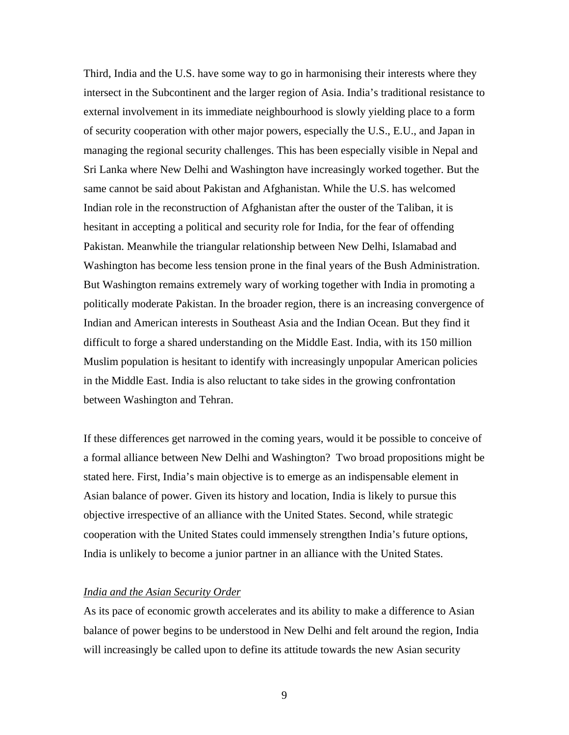Third, India and the U.S. have some way to go in harmonising their interests where they intersect in the Subcontinent and the larger region of Asia. India's traditional resistance to external involvement in its immediate neighbourhood is slowly yielding place to a form of security cooperation with other major powers, especially the U.S., E.U., and Japan in managing the regional security challenges. This has been especially visible in Nepal and Sri Lanka where New Delhi and Washington have increasingly worked together. But the same cannot be said about Pakistan and Afghanistan. While the U.S. has welcomed Indian role in the reconstruction of Afghanistan after the ouster of the Taliban, it is hesitant in accepting a political and security role for India, for the fear of offending Pakistan. Meanwhile the triangular relationship between New Delhi, Islamabad and Washington has become less tension prone in the final years of the Bush Administration. But Washington remains extremely wary of working together with India in promoting a politically moderate Pakistan. In the broader region, there is an increasing convergence of Indian and American interests in Southeast Asia and the Indian Ocean. But they find it difficult to forge a shared understanding on the Middle East. India, with its 150 million Muslim population is hesitant to identify with increasingly unpopular American policies in the Middle East. India is also reluctant to take sides in the growing confrontation between Washington and Tehran.

If these differences get narrowed in the coming years, would it be possible to conceive of a formal alliance between New Delhi and Washington? Two broad propositions might be stated here. First, India's main objective is to emerge as an indispensable element in Asian balance of power. Given its history and location, India is likely to pursue this objective irrespective of an alliance with the United States. Second, while strategic cooperation with the United States could immensely strengthen India's future options, India is unlikely to become a junior partner in an alliance with the United States.

*India and the Asian Security Order*

As its pace of economic growth accelerates and its ability to make a difference to Asian balance of power begins to be understood in New Delhi and felt around the region, India will increasingly be called upon to define its attitude towards the new Asian security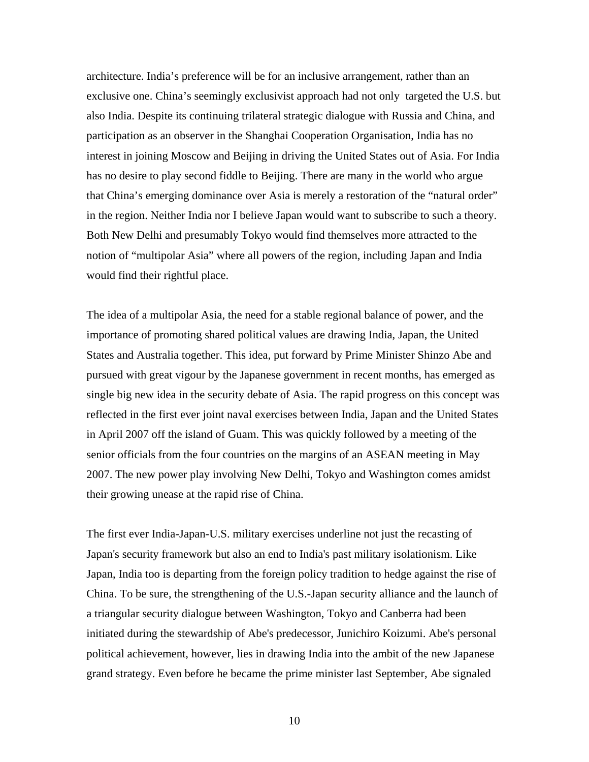architecture. India's preference will be for an inclusive arrangement, rather than an exclusive one. China's seemingly exclusivist approach had not only targeted the U.S. but also India. Despite its continuing trilateral strategic dialogue with Russia and China, and participation as an observer in the Shanghai Cooperation Organisation, India has no interest in joining Moscow and Beijing in driving the United States out of Asia. For India has no desire to play second fiddle to Beijing. There are many in the world who argue that China's emerging dominance over Asia is merely a restoration of the "natural order" in the region. Neither India nor I believe Japan would want to subscribe to such a theory. Both New Delhi and presumably Tokyo would find themselves more attracted to the notion of "multipolar Asia" where all powers of the region, including Japan and India would find their rightful place.

The idea of a multipolar Asia, the need for a stable regional balance of power, and the importance of promoting shared political values are drawing India, Japan, the United States and Australia together. This idea, put forward by Prime Minister Shinzo Abe and pursued with great vigour by the Japanese government in recent months, has emerged as single big new idea in the security debate of Asia. The rapid progress on this concept was reflected in the first ever joint naval exercises between India, Japan and the United States in April 2007 off the island of Guam. This was quickly followed by a meeting of the senior officials from the four countries on the margins of an ASEAN meeting in May 2007. The new power play involving New Delhi, Tokyo and Washington comes amidst their growing unease at the rapid rise of China.

The first ever India-Japan-U.S. military exercises underline not just the recasting of Japan's security framework but also an end to India's past military isolationism. Like Japan, India too is departing from the foreign policy tradition to hedge against the rise of China. To be sure, the strengthening of the U.S.-Japan security alliance and the launch of a triangular security dialogue between Washington, Tokyo and Canberra had been initiated during the stewardship of Abe's predecessor, Junichiro Koizumi. Abe's personal political achievement, however, lies in drawing India into the ambit of the new Japanese grand strategy. Even before he became the prime minister last September, Abe signaled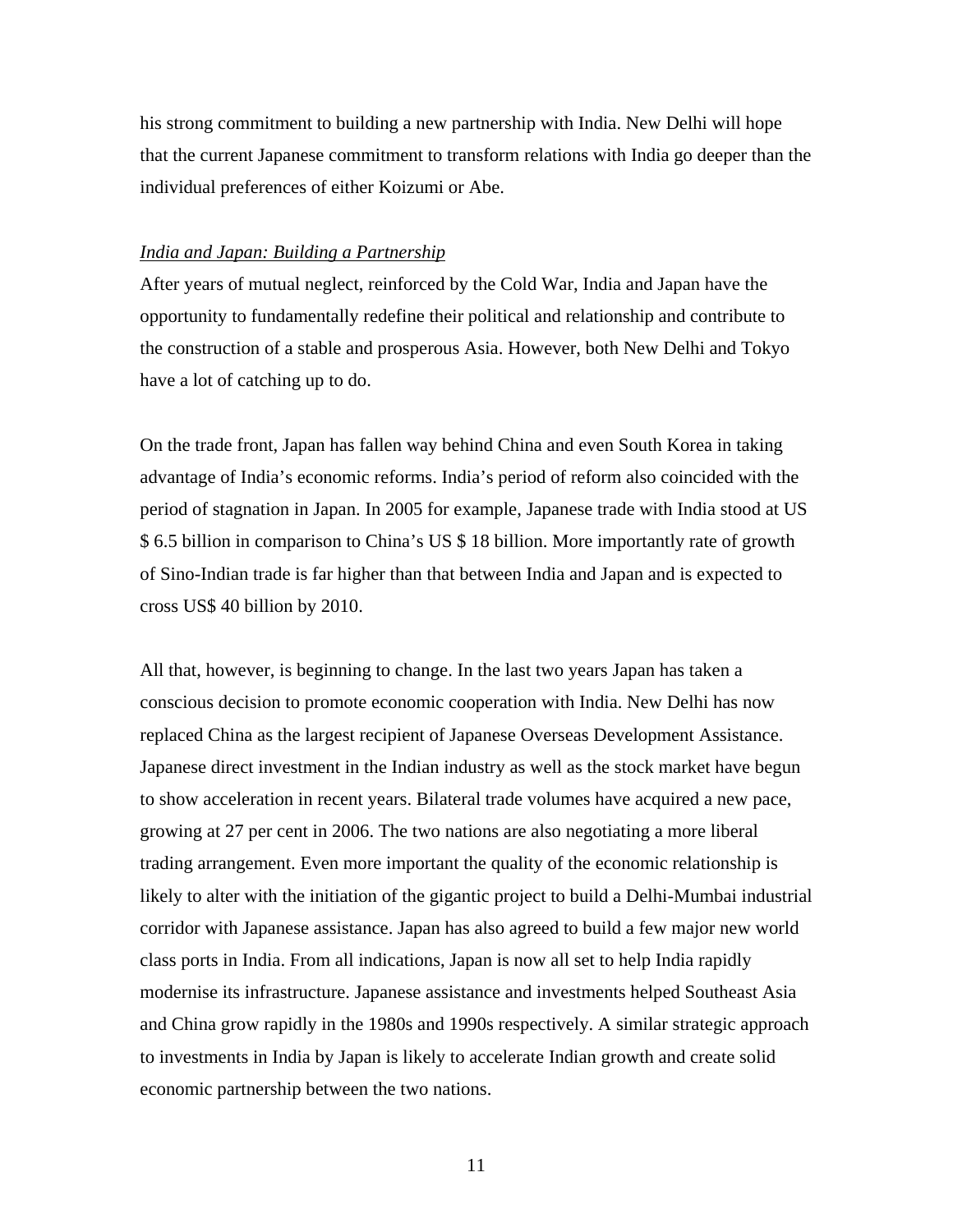his strong commitment to building a new partnership with India. New Delhi will hope that the current Japanese commitment to transform relations with India go deeper than the individual preferences of either Koizumi or Abe.

*India and Japan: Building a Partnership*

After years of mutual neglect, reinforced by the Cold War, India and Japan have the opportunity to fundamentally redefine their political and relationship and contribute to the construction of a stable and prosperous Asia. However, both New Delhi and Tokyo have a lot of catching up to do.

On the trade front, Japan has fallen way behind China and even South Korea in taking advantage of India's economic reforms. India's period of reform also coincided with the period of stagnation in Japan. In 2005 for example, Japanese trade with India stood at US $ 6.5 billion in comparison to China's US $ 18 billion. More importantly rate of growth of Sino-Indian trade is far higher than that between India and Japan and is expected to cross US$ 40 billion by 2010.

All that, however, is beginning to change. In the last two years Japan has taken a conscious decision to promote economic cooperation with India. New Delhi has now replaced China as the largest recipient of Japanese Overseas Development Assistance. Japanese direct investment in the Indian industry as well as the stock market have begun to show acceleration in recent years. Bilateral trade volumes have acquired a new pace, growing at 27 per cent in 2006. The two nations are also negotiating a more liberal trading arrangement. Even more important the quality of the economic relationship is likely to alter with the initiation of the gigantic project to build a Delhi-Mumbai industrial corridor with Japanese assistance. Japan has also agreed to build a few major new world class ports in India. From all indications, Japan is now all set to help India rapidly modernise its infrastructure. Japanese assistance and investments helped Southeast Asia and China grow rapidly in the 1980s and 1990s respectively. A similar strategic approach to investments in India by Japan is likely to accelerate Indian growth and create solid economic partnership between the two nations.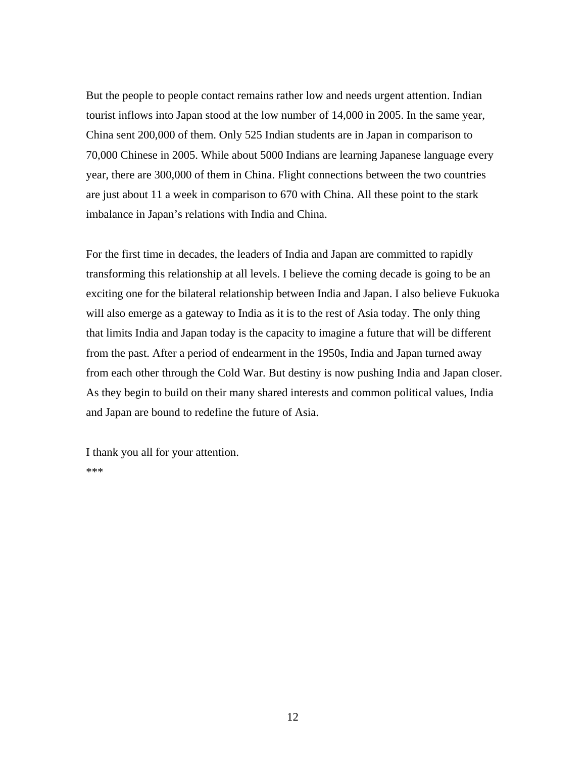But the people to people contact remains rather low and needs urgent attention. Indian tourist inflows into Japan stood at the low number of 14,000 in 2005. In the same year, China sent 200,000 of them. Only 525 Indian students are in Japan in comparison to 70,000 Chinese in 2005. While about 5000 Indians are learning Japanese language every year, there are 300,000 of them in China. Flight connections between the two countries are just about 11 a week in comparison to 670 with China. All these point to the stark imbalance in Japan's relations with India and China.

For the first time in decades, the leaders of India and Japan are committed to rapidly transforming this relationship at all levels. I believe the coming decade is going to be an exciting one for the bilateral relationship between India and Japan. I also believe Fukuoka will also emerge as a gateway to India as it is to the rest of Asia today. The only thing that limits India and Japan today is the capacity to imagine a future that will be different from the past. After a period of endearment in the 1950s, India and Japan turned away from each other through the Cold War. But destiny is now pushing India and Japan closer. As they begin to build on their many shared interests and common political values, India and Japan are bound to redefine the future of Asia.

I thank you all for your attention.

***